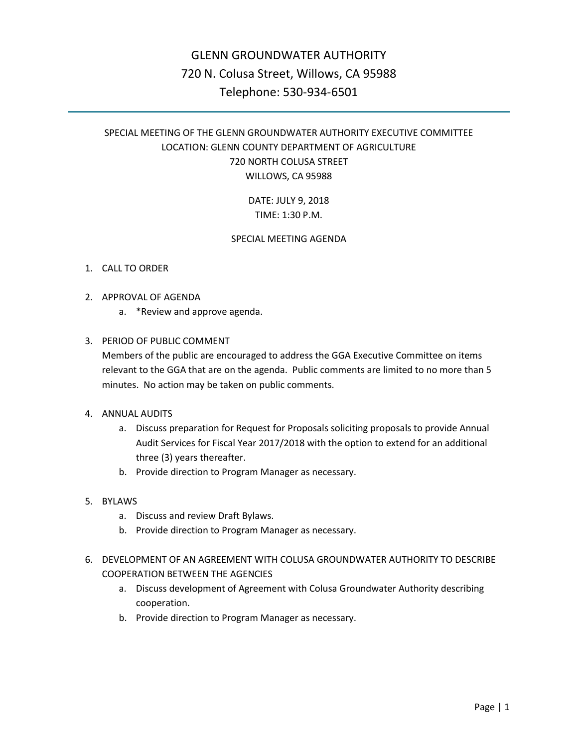# GLENN GROUNDWATER AUTHORITY

720 N. Colusa Street, Willows, CA 95988

Telephone: 530-934-6501

---

SPECIAL MEETING OF THE GLENN GROUNDWATER AUTHORITY EXECUTIVE COMMITTEE
LOCATION: GLENN COUNTY DEPARTMENT OF AGRICULTURE
720 NORTH COLUSA STREET
WILLOWS, CA 95988

DATE: JULY 9, 2018
TIME: 1:30 P.M.

## SPECIAL MEETING AGENDA

1. CALL TO ORDER

2. APPROVAL OF AGENDA
   a. *Review and approve agenda.

3. PERIOD OF PUBLIC COMMENT
   Members of the public are encouraged to address the GGA Executive Committee on items relevant to the GGA that are on the agenda. Public comments are limited to no more than 5 minutes. No action may be taken on public comments.

4. ANNUAL AUDITS
   a. Discuss preparation for Request for Proposals soliciting proposals to provide Annual Audit Services for Fiscal Year 2017/2018 with the option to extend for an additional three (3) years thereafter.
   b. Provide direction to Program Manager as necessary.

5. BYLAWS
   a. Discuss and review Draft Bylaws.
   b. Provide direction to Program Manager as necessary.

6. DEVELOPMENT OF AN AGREEMENT WITH COLUSA GROUNDWATER AUTHORITY TO DESCRIBE COOPERATION BETWEEN THE AGENCIES
   a. Discuss development of Agreement with Colusa Groundwater Authority describing cooperation.
   b. Provide direction to Program Manager as necessary.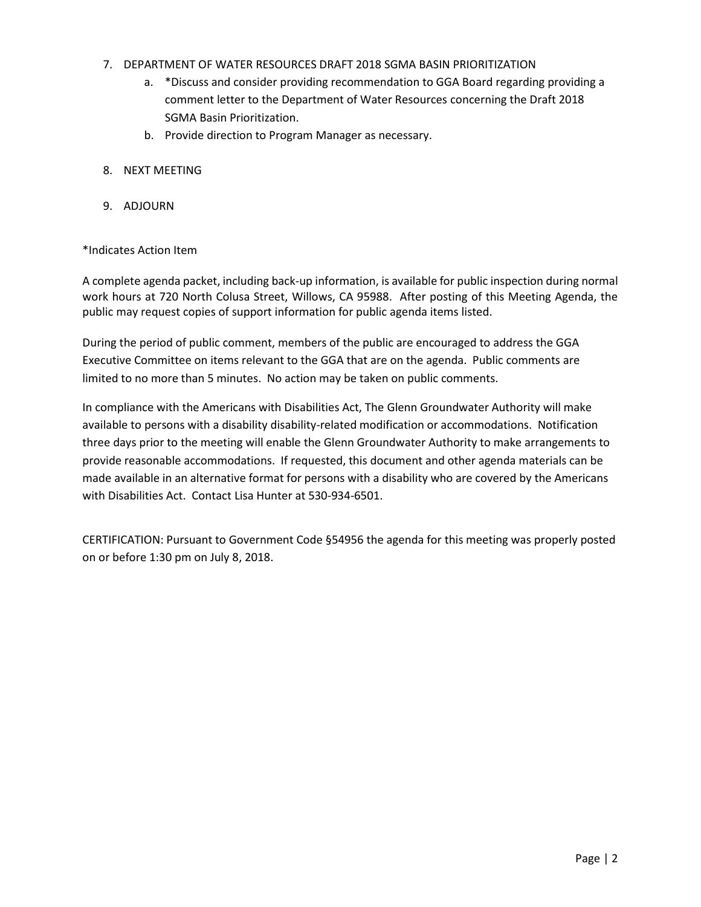7. DEPARTMENT OF WATER RESOURCES DRAFT 2018 SGMA BASIN PRIORITIZATION
   a. *Discuss and consider providing recommendation to GGA Board regarding providing a comment letter to the Department of Water Resources concerning the Draft 2018 SGMA Basin Prioritization.
   b. Provide direction to Program Manager as necessary.

8. NEXT MEETING

9. ADJOURN

*Indicates Action Item

A complete agenda packet, including back-up information, is available for public inspection during normal work hours at 720 North Colusa Street, Willows, CA 95988. After posting of this Meeting Agenda, the public may request copies of support information for public agenda items listed.

During the period of public comment, members of the public are encouraged to address the GGA Executive Committee on items relevant to the GGA that are on the agenda. Public comments are limited to no more than 5 minutes. No action may be taken on public comments.

In compliance with the Americans with Disabilities Act, The Glenn Groundwater Authority will make available to persons with a disability disability-related modification or accommodations. Notification three days prior to the meeting will enable the Glenn Groundwater Authority to make arrangements to provide reasonable accommodations. If requested, this document and other agenda materials can be made available in an alternative format for persons with a disability who are covered by the Americans with Disabilities Act. Contact Lisa Hunter at 530-934-6501.

CERTIFICATION: Pursuant to Government Code §54956 the agenda for this meeting was properly posted on or before 1:30 pm on July 8, 2018.